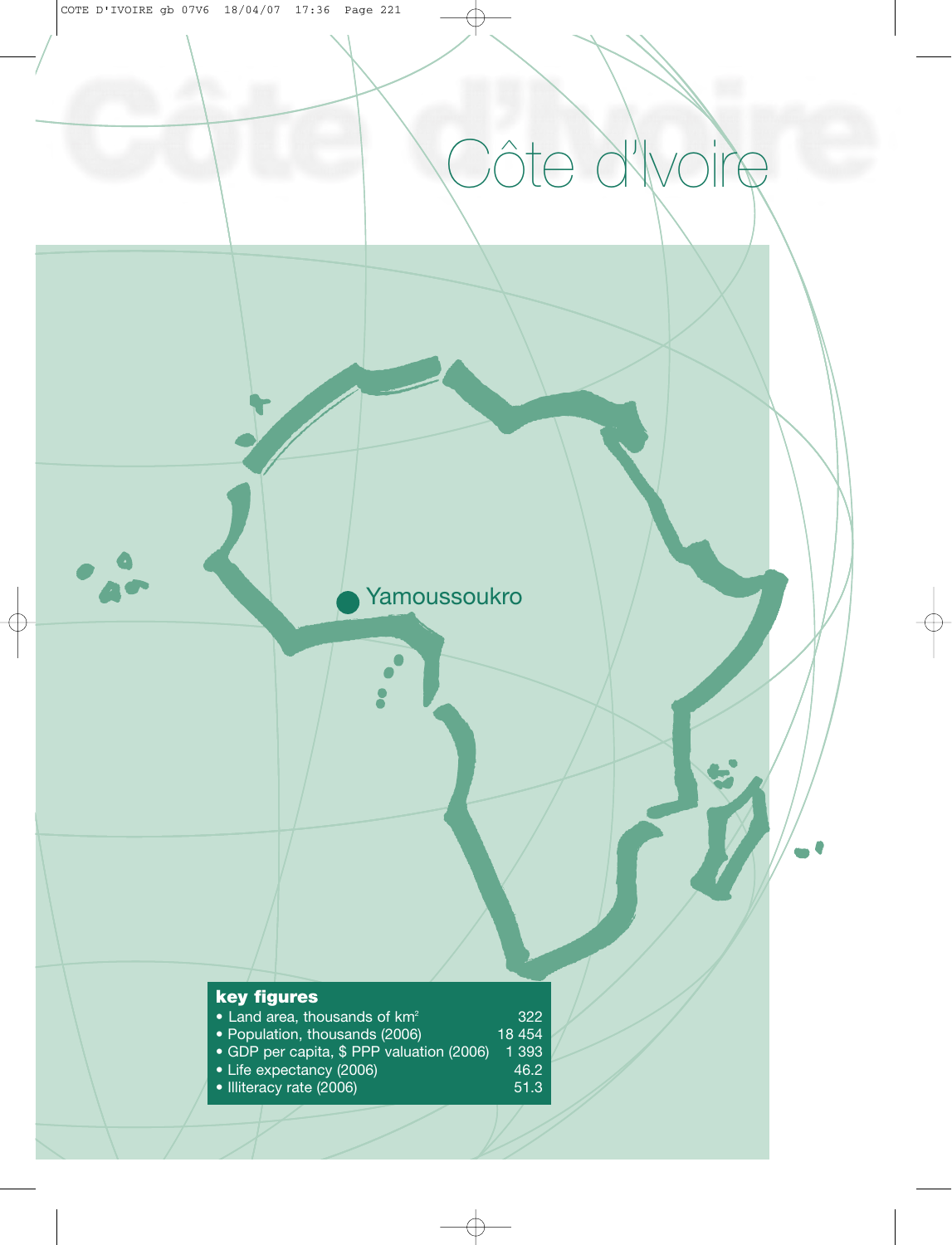# Côte d'Ivoire

Yamoussoukro

**key figures**

| | |
|---|---|
| • Land area, thousands of km² | 322 |
| • Population, thousands (2006) | 18 454 |
| • GDP per capita, $ PPP valuation (2006) | 1 393 |
| • Life expectancy (2006) | 46.2 |
| • Illiteracy rate (2006) | 51.3 |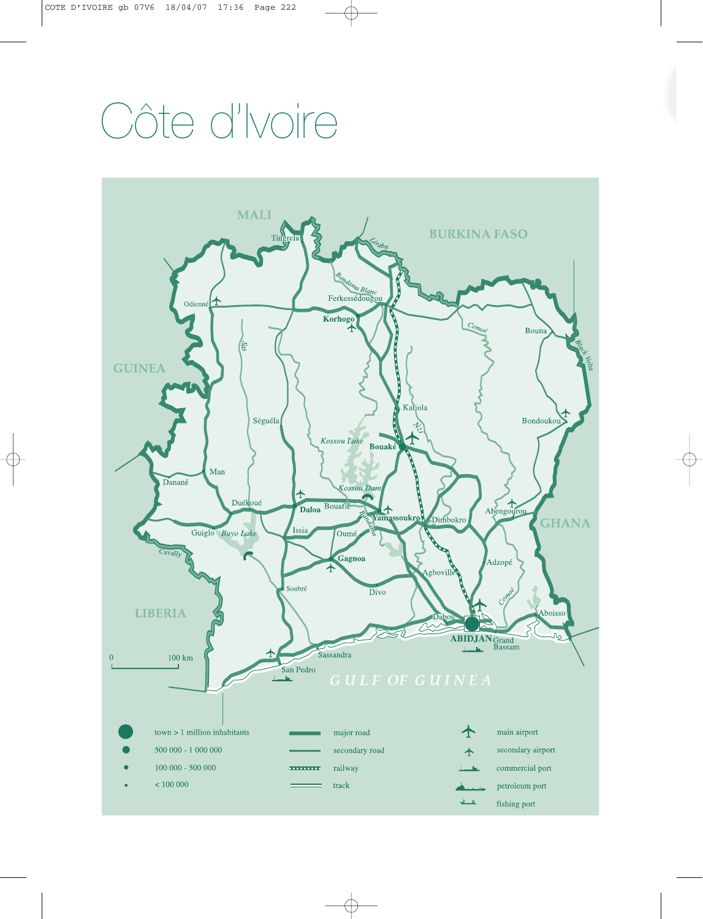# Côte d'Ivoire

MALI

BURKINA FASO

GUINEA

GHANA

LIBERIA

GULF OF GUINEA

Tingrela, Odienné, Ferkessédougou, Korhogo, Bouna, Séguéla, Katiola, Bondoukou, Bouaké, Kossou Lake, Kossou Dam, Man, Danané, Duékoué, Daloa, Bouaflé, Yamassoukro, Dimbokro, Abengourou, Guiglo, Buyo Lake, Issia, Oumé, Gagnoa, Adzopé, Agboville, Soubré, Divo, Dabou, Abidjan, Grand Bassam, Aboisso, Sassandra, San Pedro

Léraba, Bandama Blanc, Comoé, Black Volta, Sassandra, Bandama, Cavally, N'zi

0 — 100 km

- town > 1 million inhabitants
- 500 000 - 1 000 000
- 100 000 - 500 000
- < 100 000
- major road
- secondary road
- railway
- track
- main airport
- secondary airport
- commercial port
- petroleum port
- fishing port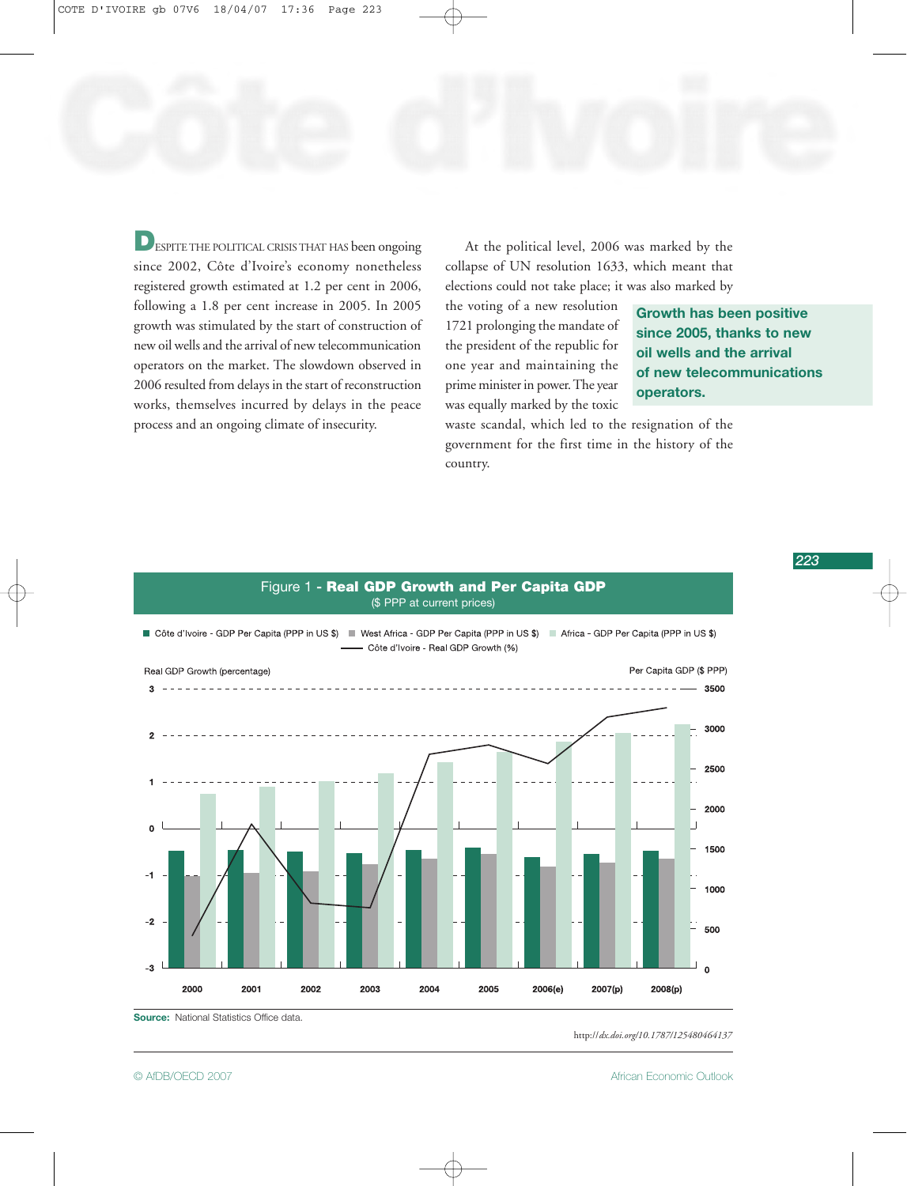# Côte d'Ivoire

DESPITE THE POLITICAL CRISIS THAT HAS been ongoing since 2002, Côte d'Ivoire's economy nonetheless registered growth estimated at 1.2 per cent in 2006, following a 1.8 per cent increase in 2005. In 2005 growth was stimulated by the start of construction of new oil wells and the arrival of new telecommunication operators on the market. The slowdown observed in 2006 resulted from delays in the start of reconstruction works, themselves incurred by delays in the peace process and an ongoing climate of insecurity.

At the political level, 2006 was marked by the collapse of UN resolution 1633, which meant that elections could not take place; it was also marked by the voting of a new resolution 1721 prolonging the mandate of the president of the republic for one year and maintaining the prime minister in power. The year was equally marked by the toxic waste scandal, which led to the resignation of the government for the first time in the history of the country.

**Growth has been positive since 2005, thanks to new oil wells and the arrival of new telecommunications operators.**

**Figure 1 - Real GDP Growth and Per Capita GDP**
($ PPP at current prices)

Legend: Côte d'Ivoire - GDP Per Capita (PPP in US $); West Africa - GDP Per Capita (PPP in US $); Africa - GDP Per Capita (PPP in US $); Côte d'Ivoire - Real GDP Growth (%)

Left axis: Real GDP Growth (percentage), from -3 to 3. Right axis: Per Capita GDP ($ PPP), from 0 to 3500.

Years: 2000, 2001, 2002, 2003, 2004, 2005, 2006(e), 2007(p), 2008(p)

**Source:** National Statistics Office data.

http://dx.doi.org/10.1787/125480464137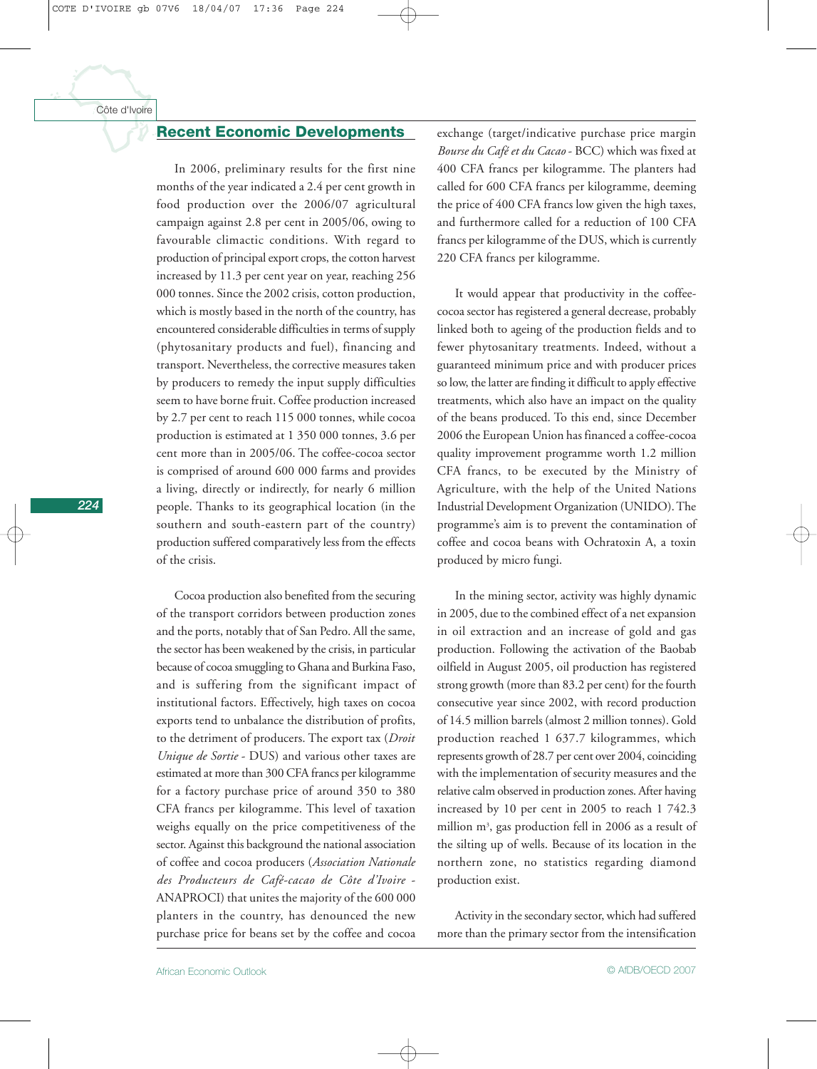## Recent Economic Developments

In 2006, preliminary results for the first nine months of the year indicated a 2.4 per cent growth in food production over the 2006/07 agricultural campaign against 2.8 per cent in 2005/06, owing to favourable climactic conditions. With regard to production of principal export crops, the cotton harvest increased by 11.3 per cent year on year, reaching 256 000 tonnes. Since the 2002 crisis, cotton production, which is mostly based in the north of the country, has encountered considerable difficulties in terms of supply (phytosanitary products and fuel), financing and transport. Nevertheless, the corrective measures taken by producers to remedy the input supply difficulties seem to have borne fruit. Coffee production increased by 2.7 per cent to reach 115 000 tonnes, while cocoa production is estimated at 1 350 000 tonnes, 3.6 per cent more than in 2005/06. The coffee-cocoa sector is comprised of around 600 000 farms and provides a living, directly or indirectly, for nearly 6 million people. Thanks to its geographical location (in the southern and south-eastern part of the country) production suffered comparatively less from the effects of the crisis.

Cocoa production also benefited from the securing of the transport corridors between production zones and the ports, notably that of San Pedro. All the same, the sector has been weakened by the crisis, in particular because of cocoa smuggling to Ghana and Burkina Faso, and is suffering from the significant impact of institutional factors. Effectively, high taxes on cocoa exports tend to unbalance the distribution of profits, to the detriment of producers. The export tax (*Droit Unique de Sortie* - DUS) and various other taxes are estimated at more than 300 CFA francs per kilogramme for a factory purchase price of around 350 to 380 CFA francs per kilogramme. This level of taxation weighs equally on the price competitiveness of the sector. Against this background the national association of coffee and cocoa producers (*Association Nationale des Producteurs de Café-cacao de Côte d'Ivoire* - ANAPROCI) that unites the majority of the 600 000 planters in the country, has denounced the new purchase price for beans set by the coffee and cocoa exchange (target/indicative purchase price margin *Bourse du Café et du Cacao* - BCC) which was fixed at 400 CFA francs per kilogramme. The planters had called for 600 CFA francs per kilogramme, deeming the price of 400 CFA francs low given the high taxes, and furthermore called for a reduction of 100 CFA francs per kilogramme of the DUS, which is currently 220 CFA francs per kilogramme.

It would appear that productivity in the coffee-cocoa sector has registered a general decrease, probably linked both to ageing of the production fields and to fewer phytosanitary treatments. Indeed, without a guaranteed minimum price and with producer prices so low, the latter are finding it difficult to apply effective treatments, which also have an impact on the quality of the beans produced. To this end, since December 2006 the European Union has financed a coffee-cocoa quality improvement programme worth 1.2 million CFA francs, to be executed by the Ministry of Agriculture, with the help of the United Nations Industrial Development Organization (UNIDO). The programme's aim is to prevent the contamination of coffee and cocoa beans with Ochratoxin A, a toxin produced by micro fungi.

In the mining sector, activity was highly dynamic in 2005, due to the combined effect of a net expansion in oil extraction and an increase of gold and gas production. Following the activation of the Baobab oilfield in August 2005, oil production has registered strong growth (more than 83.2 per cent) for the fourth consecutive year since 2002, with record production of 14.5 million barrels (almost 2 million tonnes). Gold production reached 1 637.7 kilogrammes, which represents growth of 28.7 per cent over 2004, coinciding with the implementation of security measures and the relative calm observed in production zones. After having increased by 10 per cent in 2005 to reach 1 742.3 million $m^3$, gas production fell in 2006 as a result of the silting up of wells. Because of its location in the northern zone, no statistics regarding diamond production exist.

Activity in the secondary sector, which had suffered more than the primary sector from the intensification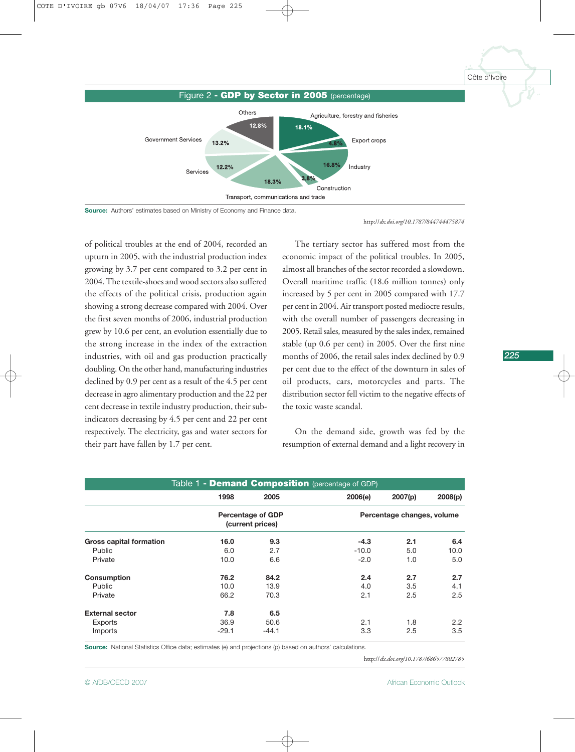Figure 2 - **GDP by Sector in 2005** (percentage)

Source: Authors' estimates based on Ministry of Economy and Finance data.

http://dx.doi.org/10.1787/844744475874

of political troubles at the end of 2004, recorded an upturn in 2005, with the industrial production index growing by 3.7 per cent compared to 3.2 per cent in 2004. The textile-shoes and wood sectors also suffered the effects of the political crisis, production again showing a strong decrease compared with 2004. Over the first seven months of 2006, industrial production grew by 10.6 per cent, an evolution essentially due to the strong increase in the index of the extraction industries, with oil and gas production practically doubling. On the other hand, manufacturing industries declined by 0.9 per cent as a result of the 4.5 per cent decrease in agro alimentary production and the 22 per cent decrease in textile industry production, their sub-indicators decreasing by 4.5 per cent and 22 per cent respectively. The electricity, gas and water sectors for their part have fallen by 1.7 per cent.

The tertiary sector has suffered most from the economic impact of the political troubles. In 2005, almost all branches of the sector recorded a slowdown. Overall maritime traffic (18.6 million tonnes) only increased by 5 per cent in 2005 compared with 17.7 per cent in 2004. Air transport posted mediocre results, with the overall number of passengers decreasing in 2005. Retail sales, measured by the sales index, remained stable (up 0.6 per cent) in 2005. Over the first nine months of 2006, the retail sales index declined by 0.9 per cent due to the effect of the downturn in sales of oil products, cars, motorcycles and parts. The distribution sector fell victim to the negative effects of the toxic waste scandal.

On the demand side, growth was fed by the resumption of external demand and a light recovery in

Table 1 - **Demand Composition** (percentage of GDP)

| | 1998 | 2005 | 2006(e) | 2007(p) | 2008(p) |
|---|---|---|---|---|---|
| | Percentage of GDP (current prices) | | Percentage changes, volume | | |
| **Gross capital formation** | **16.0** | **9.3** | **-4.3** | **2.1** | **6.4** |
| Public | 6.0 | 2.7 | -10.0 | 5.0 | 10.0 |
| Private | 10.0 | 6.6 | -2.0 | 1.0 | 5.0 |
| **Consumption** | **76.2** | **84.2** | **2.4** | **2.7** | **2.7** |
| Public | 10.0 | 13.9 | 4.0 | 3.5 | 4.1 |
| Private | 66.2 | 70.3 | 2.1 | 2.5 | 2.5 |
| **External sector** | **7.8** | **6.5** | | | |
| Exports | 36.9 | 50.6 | 2.1 | 1.8 | 2.2 |
| Imports | -29.1 | -44.1 | 3.3 | 2.5 | 3.5 |

Source: National Statistics Office data; estimates (e) and projections (p) based on authors' calculations.

http://dx.doi.org/10.1787/686577802785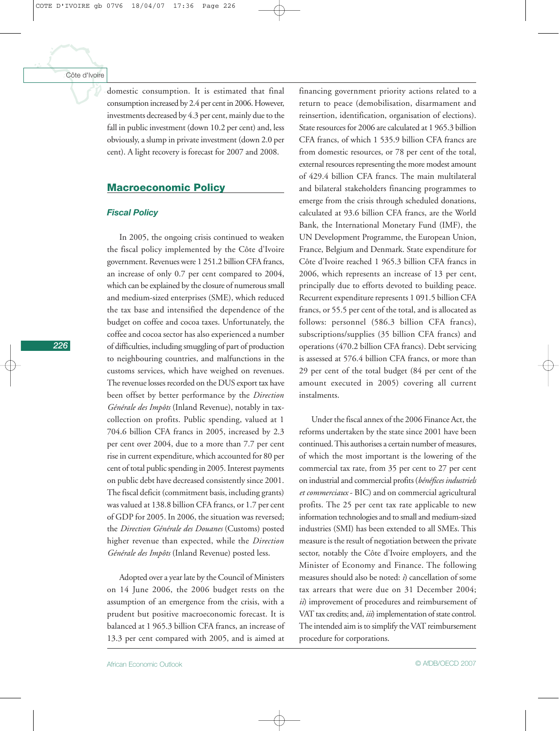domestic consumption. It is estimated that final consumption increased by 2.4 per cent in 2006. However, investments decreased by 4.3 per cent, mainly due to the fall in public investment (down 10.2 per cent) and, less obviously, a slump in private investment (down 2.0 per cent). A light recovery is forecast for 2007 and 2008.

## Macroeconomic Policy

### *Fiscal Policy*

In 2005, the ongoing crisis continued to weaken the fiscal policy implemented by the Côte d'Ivoire government. Revenues were 1 251.2 billion CFA francs, an increase of only 0.7 per cent compared to 2004, which can be explained by the closure of numerous small and medium-sized enterprises (SME), which reduced the tax base and intensified the dependence of the budget on coffee and cocoa taxes. Unfortunately, the coffee and cocoa sector has also experienced a number of difficulties, including smuggling of part of production to neighbouring countries, and malfunctions in the customs services, which have weighed on revenues. The revenue losses recorded on the DUS export tax have been offset by better performance by the *Direction Générale des Impôts* (Inland Revenue), notably in tax-collection on profits. Public spending, valued at 1 704.6 billion CFA francs in 2005, increased by 2.3 per cent over 2004, due to a more than 7.7 per cent rise in current expenditure, which accounted for 80 per cent of total public spending in 2005. Interest payments on public debt have decreased consistently since 2001. The fiscal deficit (commitment basis, including grants) was valued at 138.8 billion CFA francs, or 1.7 per cent of GDP for 2005. In 2006, the situation was reversed; the *Direction Générale des Douanes* (Customs) posted higher revenue than expected, while the *Direction Générale des Impôts* (Inland Revenue) posted less.

Adopted over a year late by the Council of Ministers on 14 June 2006, the 2006 budget rests on the assumption of an emergence from the crisis, with a prudent but positive macroeconomic forecast. It is balanced at 1 965.3 billion CFA francs, an increase of 13.3 per cent compared with 2005, and is aimed at financing government priority actions related to a return to peace (demobilisation, disarmament and reinsertion, identification, organisation of elections). State resources for 2006 are calculated at 1 965.3 billion CFA francs, of which 1 535.9 billion CFA francs are from domestic resources, or 78 per cent of the total, external resources representing the more modest amount of 429.4 billion CFA francs. The main multilateral and bilateral stakeholders financing programmes to emerge from the crisis through scheduled donations, calculated at 93.6 billion CFA francs, are the World Bank, the International Monetary Fund (IMF), the UN Development Programme, the European Union, France, Belgium and Denmark. State expenditure for Côte d'Ivoire reached 1 965.3 billion CFA francs in 2006, which represents an increase of 13 per cent, principally due to efforts devoted to building peace. Recurrent expenditure represents 1 091.5 billion CFA francs, or 55.5 per cent of the total, and is allocated as follows: personnel (586.3 billion CFA francs), subscriptions/supplies (35 billion CFA francs) and operations (470.2 billion CFA francs). Debt servicing is assessed at 576.4 billion CFA francs, or more than 29 per cent of the total budget (84 per cent of the amount executed in 2005) covering all current instalments.

Under the fiscal annex of the 2006 Finance Act, the reforms undertaken by the state since 2001 have been continued. This authorises a certain number of measures, of which the most important is the lowering of the commercial tax rate, from 35 per cent to 27 per cent on industrial and commercial profits (*bénéfices industriels et commerciaux* - BIC) and on commercial agricultural profits. The 25 per cent tax rate applicable to new information technologies and to small and medium-sized industries (SMI) has been extended to all SMEs. This measure is the result of negotiation between the private sector, notably the Côte d'Ivoire employers, and the Minister of Economy and Finance. The following measures should also be noted: *i*) cancellation of some tax arrears that were due on 31 December 2004; *ii*) improvement of procedures and reimbursement of VAT tax credits; and, *iii*) implementation of state control. The intended aim is to simplify the VAT reimbursement procedure for corporations.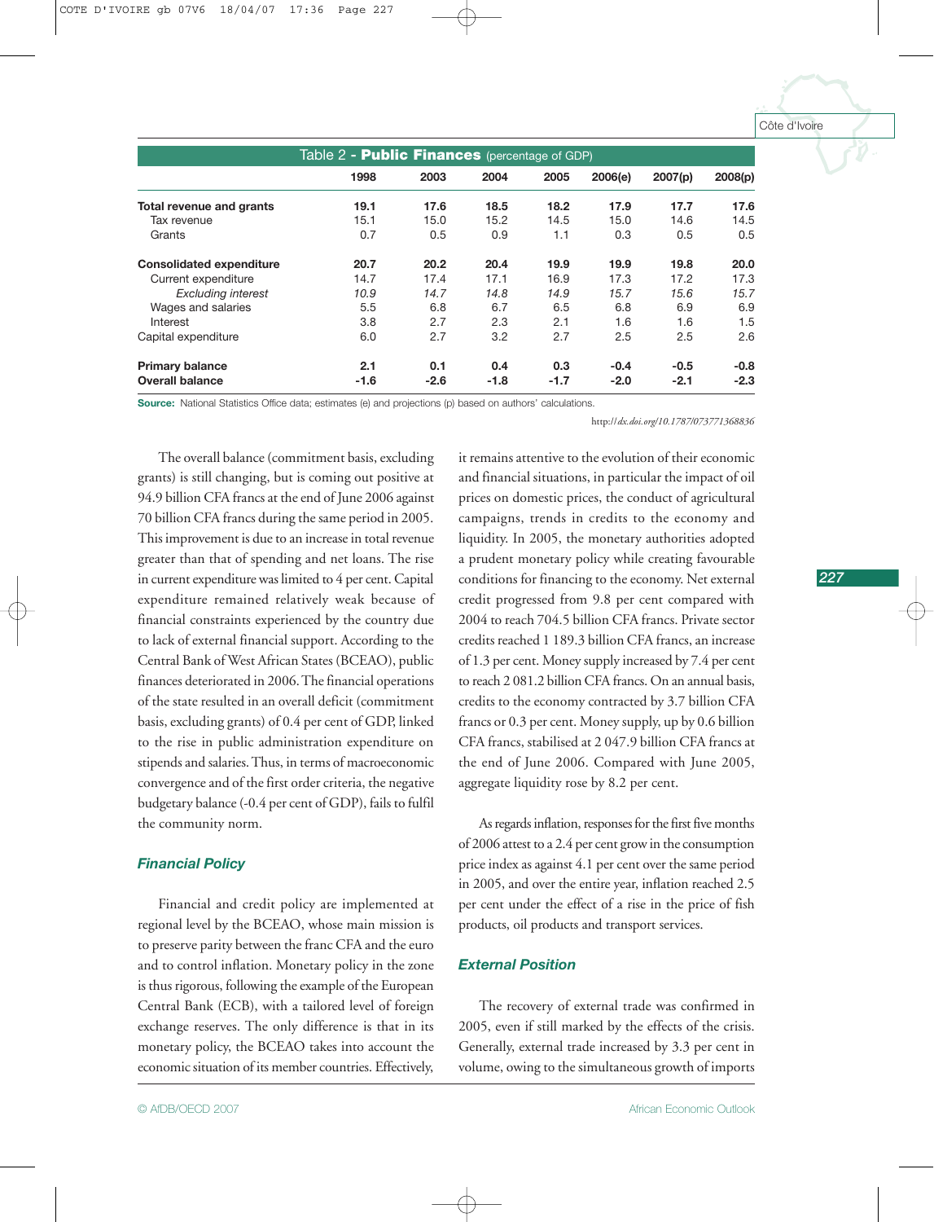Table 2 - **Public Finances** (percentage of GDP)

| | 1998 | 2003 | 2004 | 2005 | 2006(e) | 2007(p) | 2008(p) |
|---|---|---|---|---|---|---|---|
| **Total revenue and grants** | **19.1** | **17.6** | **18.5** | **18.2** | **17.9** | **17.7** | **17.6** |
| Tax revenue | 15.1 | 15.0 | 15.2 | 14.5 | 15.0 | 14.6 | 14.5 |
| Grants | 0.7 | 0.5 | 0.9 | 1.1 | 0.3 | 0.5 | 0.5 |
| **Consolidated expenditure** | **20.7** | **20.2** | **20.4** | **19.9** | **19.9** | **19.8** | **20.0** |
| Current expenditure | 14.7 | 17.4 | 17.1 | 16.9 | 17.3 | 17.2 | 17.3 |
| *Excluding interest* | *10.9* | *14.7* | *14.8* | *14.9* | *15.7* | *15.6* | *15.7* |
| Wages and salaries | 5.5 | 6.8 | 6.7 | 6.5 | 6.8 | 6.9 | 6.9 |
| Interest | 3.8 | 2.7 | 2.3 | 2.1 | 1.6 | 1.6 | 1.5 |
| Capital expenditure | 6.0 | 2.7 | 3.2 | 2.7 | 2.5 | 2.5 | 2.6 |
| **Primary balance** | **2.1** | **0.1** | **0.4** | **0.3** | **-0.4** | **-0.5** | **-0.8** |
| **Overall balance** | **-1.6** | **-2.6** | **-1.8** | **-1.7** | **-2.0** | **-2.1** | **-2.3** |

**Source:** National Statistics Office data; estimates (e) and projections (p) based on authors' calculations.

http://dx.doi.org/10.1787/073771368836

The overall balance (commitment basis, excluding grants) is still changing, but is coming out positive at 94.9 billion CFA francs at the end of June 2006 against 70 billion CFA francs during the same period in 2005. This improvement is due to an increase in total revenue greater than that of spending and net loans. The rise in current expenditure was limited to 4 per cent. Capital expenditure remained relatively weak because of financial constraints experienced by the country due to lack of external financial support. According to the Central Bank of West African States (BCEAO), public finances deteriorated in 2006. The financial operations of the state resulted in an overall deficit (commitment basis, excluding grants) of 0.4 per cent of GDP, linked to the rise in public administration expenditure on stipends and salaries. Thus, in terms of macroeconomic convergence and of the first order criteria, the negative budgetary balance (-0.4 per cent of GDP), fails to fulfil the community norm.

### Financial Policy

Financial and credit policy are implemented at regional level by the BCEAO, whose main mission is to preserve parity between the franc CFA and the euro and to control inflation. Monetary policy in the zone is thus rigorous, following the example of the European Central Bank (ECB), with a tailored level of foreign exchange reserves. The only difference is that in its monetary policy, the BCEAO takes into account the economic situation of its member countries. Effectively, it remains attentive to the evolution of their economic and financial situations, in particular the impact of oil prices on domestic prices, the conduct of agricultural campaigns, trends in credits to the economy and liquidity. In 2005, the monetary authorities adopted a prudent monetary policy while creating favourable conditions for financing to the economy. Net external credit progressed from 9.8 per cent compared with 2004 to reach 704.5 billion CFA francs. Private sector credits reached 1 189.3 billion CFA francs, an increase of 1.3 per cent. Money supply increased by 7.4 per cent to reach 2 081.2 billion CFA francs. On an annual basis, credits to the economy contracted by 3.7 billion CFA francs or 0.3 per cent. Money supply, up by 0.6 billion CFA francs, stabilised at 2 047.9 billion CFA francs at the end of June 2006. Compared with June 2005, aggregate liquidity rose by 8.2 per cent.

As regards inflation, responses for the first five months of 2006 attest to a 2.4 per cent grow in the consumption price index as against 4.1 per cent over the same period in 2005, and over the entire year, inflation reached 2.5 per cent under the effect of a rise in the price of fish products, oil products and transport services.

### External Position

The recovery of external trade was confirmed in 2005, even if still marked by the effects of the crisis. Generally, external trade increased by 3.3 per cent in volume, owing to the simultaneous growth of imports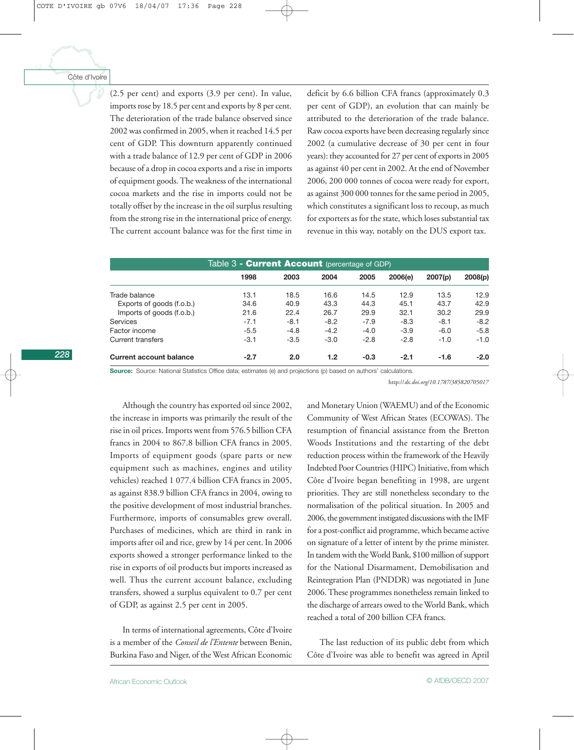(2.5 per cent) and exports (3.9 per cent). In value, imports rose by 18.5 per cent and exports by 8 per cent. The deterioration of the trade balance observed since 2002 was confirmed in 2005, when it reached 14.5 per cent of GDP. This downturn apparently continued with a trade balance of 12.9 per cent of GDP in 2006 because of a drop in cocoa exports and a rise in imports of equipment goods. The weakness of the international cocoa markets and the rise in imports could not be totally offset by the increase in the oil surplus resulting from the strong rise in the international price of energy. The current account balance was for the first time in deficit by 6.6 billion CFA francs (approximately 0.3 per cent of GDP), an evolution that can mainly be attributed to the deterioration of the trade balance. Raw cocoa exports have been decreasing regularly since 2002 (a cumulative decrease of 30 per cent in four years): they accounted for 27 per cent of exports in 2005 as against 40 per cent in 2002. At the end of November 2006, 200 000 tonnes of cocoa were ready for export, as against 300 000 tonnes for the same period in 2005, which constitutes a significant loss to recoup, as much for exporters as for the state, which loses substantial tax revenue in this way, notably on the DUS export tax.

Table 3 - **Current Account** (percentage of GDP)

| | 1998 | 2003 | 2004 | 2005 | 2006(e) | 2007(p) | 2008(p) |
|---|---|---|---|---|---|---|---|
| Trade balance | 13.1 | 18.5 | 16.6 | 14.5 | 12.9 | 13.5 | 12.9 |
| Exports of goods (f.o.b.) | 34.6 | 40.9 | 43.3 | 44.3 | 45.1 | 43.7 | 42.9 |
| Imports of goods (f.o.b.) | 21.6 | 22.4 | 26.7 | 29.9 | 32.1 | 30.2 | 29.9 |
| Services | -7.1 | -8.1 | -8.2 | -7.9 | -8.3 | -8.1 | -8.2 |
| Factor income | -5.5 | -4.8 | -4.2 | -4.0 | -3.9 | -6.0 | -5.8 |
| Current transfers | -3.1 | -3.5 | -3.0 | -2.8 | -2.8 | -1.0 | -1.0 |
| **Current account balance** | **-2.7** | **2.0** | **1.2** | **-0.3** | **-2.1** | **-1.6** | **-2.0** |

**Source:** Source: National Statistics Office data; estimates (e) and projections (p) based on authors' calculations.

http://*dx.doi.org/10.1787/385820705017*

Although the country has exported oil since 2002, the increase in imports was primarily the result of the rise in oil prices. Imports went from 576.5 billion CFA francs in 2004 to 867.8 billion CFA francs in 2005. Imports of equipment goods (spare parts or new equipment such as machines, engines and utility vehicles) reached 1 077.4 billion CFA francs in 2005, as against 838.9 billion CFA francs in 2004, owing to the positive development of most industrial branches. Furthermore, imports of consumables grew overall. Purchases of medicines, which are third in rank in imports after oil and rice, grew by 14 per cent. In 2006 exports showed a stronger performance linked to the rise in exports of oil products but imports increased as well. Thus the current account balance, excluding transfers, showed a surplus equivalent to 0.7 per cent of GDP, as against 2.5 per cent in 2005.

In terms of international agreements, Côte d'Ivoire is a member of the *Conseil de l'Entente* between Benin, Burkina Faso and Niger, of the West African Economic and Monetary Union (WAEMU) and of the Economic Community of West African States (ECOWAS). The resumption of financial assistance from the Bretton Woods Institutions and the restarting of the debt reduction process within the framework of the Heavily Indebted Poor Countries (HIPC) Initiative, from which Côte d'Ivoire began benefiting in 1998, are urgent priorities. They are still nonetheless secondary to the normalisation of the political situation. In 2005 and 2006, the government instigated discussions with the IMF for a post-conflict aid programme, which became active on signature of a letter of intent by the prime minister. In tandem with the World Bank, $100 million of support for the National Disarmament, Demobilisation and Reintegration Plan (PNDDR) was negotiated in June 2006. These programmes nonetheless remain linked to the discharge of arrears owed to the World Bank, which reached a total of 200 billion CFA francs.

The last reduction of its public debt from which Côte d'Ivoire was able to benefit was agreed in April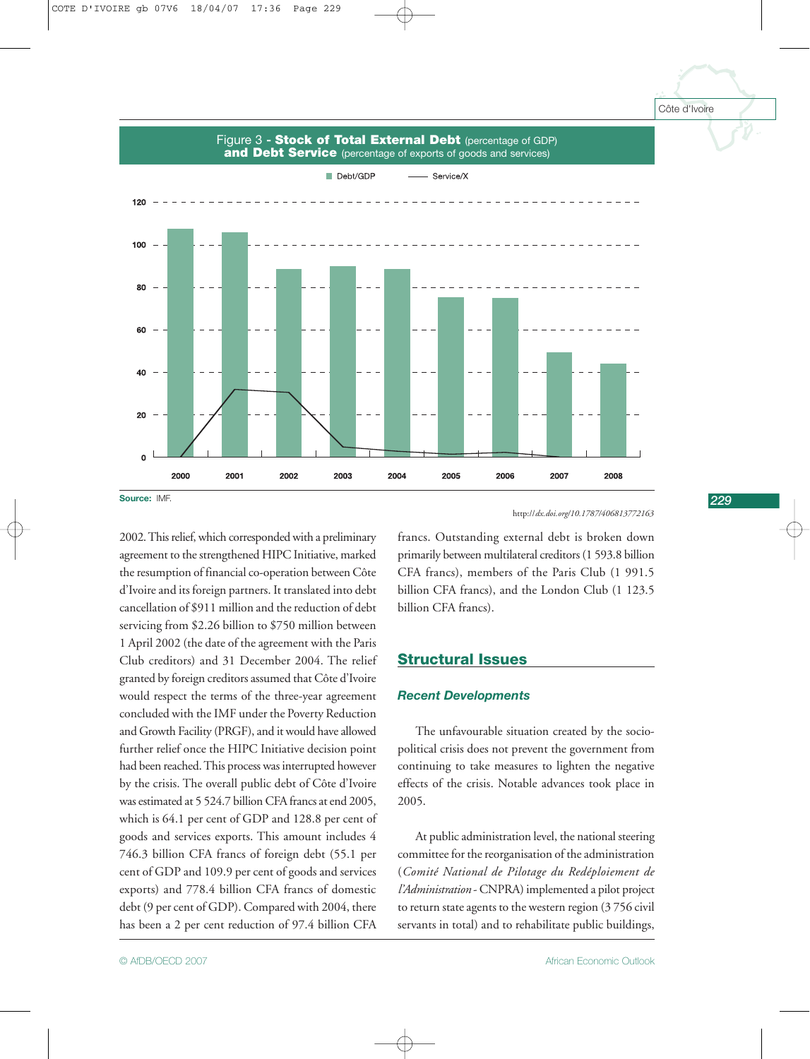Figure 3 - **Stock of Total External Debt** (percentage of GDP) **and Debt Service** (percentage of exports of goods and services)

**Source:** IMF.

http://dx.doi.org/10.1787/406813772163

2002. This relief, which corresponded with a preliminary agreement to the strengthened HIPC Initiative, marked the resumption of financial co-operation between Côte d'Ivoire and its foreign partners. It translated into debt cancellation of $911 million and the reduction of debt servicing from $2.26 billion to $750 million between 1 April 2002 (the date of the agreement with the Paris Club creditors) and 31 December 2004. The relief granted by foreign creditors assumed that Côte d'Ivoire would respect the terms of the three-year agreement concluded with the IMF under the Poverty Reduction and Growth Facility (PRGF), and it would have allowed further relief once the HIPC Initiative decision point had been reached. This process was interrupted however by the crisis. The overall public debt of Côte d'Ivoire was estimated at 5 524.7 billion CFA francs at end 2005, which is 64.1 per cent of GDP and 128.8 per cent of goods and services exports. This amount includes 4 746.3 billion CFA francs of foreign debt (55.1 per cent of GDP and 109.9 per cent of goods and services exports) and 778.4 billion CFA francs of domestic debt (9 per cent of GDP). Compared with 2004, there has been a 2 per cent reduction of 97.4 billion CFA francs. Outstanding external debt is broken down primarily between multilateral creditors (1 593.8 billion CFA francs), members of the Paris Club (1 991.5 billion CFA francs), and the London Club (1 123.5 billion CFA francs).

## Structural Issues

### *Recent Developments*

The unfavourable situation created by the socio-political crisis does not prevent the government from continuing to take measures to lighten the negative effects of the crisis. Notable advances took place in 2005.

At public administration level, the national steering committee for the reorganisation of the administration (*Comité National de Pilotage du Redéploiement de l'Administration* - CNPRA) implemented a pilot project to return state agents to the western region (3 756 civil servants in total) and to rehabilitate public buildings,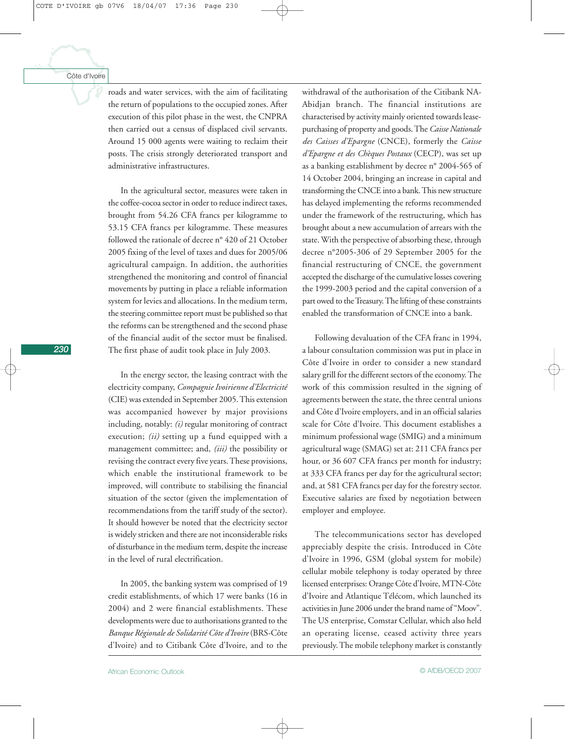roads and water services, with the aim of facilitating the return of populations to the occupied zones. After execution of this pilot phase in the west, the CNPRA then carried out a census of displaced civil servants. Around 15 000 agents were waiting to reclaim their posts. The crisis strongly deteriorated transport and administrative infrastructures.

In the agricultural sector, measures were taken in the coffee-cocoa sector in order to reduce indirect taxes, brought from 54.26 CFA francs per kilogramme to 53.15 CFA francs per kilogramme. These measures followed the rationale of decree n° 420 of 21 October 2005 fixing of the level of taxes and dues for 2005/06 agricultural campaign. In addition, the authorities strengthened the monitoring and control of financial movements by putting in place a reliable information system for levies and allocations. In the medium term, the steering committee report must be published so that the reforms can be strengthened and the second phase of the financial audit of the sector must be finalised. The first phase of audit took place in July 2003.

In the energy sector, the leasing contract with the electricity company, *Compagnie Ivoirienne d'Electricité* (CIE) was extended in September 2005. This extension was accompanied however by major provisions including, notably: *(i)* regular monitoring of contract execution; *(ii)* setting up a fund equipped with a management committee; and, *(iii)* the possibility or revising the contract every five years. These provisions, which enable the institutional framework to be improved, will contribute to stabilising the financial situation of the sector (given the implementation of recommendations from the tariff study of the sector). It should however be noted that the electricity sector is widely stricken and there are not inconsiderable risks of disturbance in the medium term, despite the increase in the level of rural electrification.

In 2005, the banking system was comprised of 19 credit establishments, of which 17 were banks (16 in 2004) and 2 were financial establishments. These developments were due to authorisations granted to the *Banque Régionale de Solidarité Côte d'Ivoire* (BRS-Côte d'Ivoire) and to Citibank Côte d'Ivoire, and to the withdrawal of the authorisation of the Citibank NA-Abidjan branch. The financial institutions are characterised by activity mainly oriented towards lease-purchasing of property and goods. The *Caisse Nationale des Caisses d'Epargne* (CNCE), formerly the *Caisse d'Epargne et des Chèques Postaux* (CECP), was set up as a banking establishment by decree n° 2004-565 of 14 October 2004, bringing an increase in capital and transforming the CNCE into a bank. This new structure has delayed implementing the reforms recommended under the framework of the restructuring, which has brought about a new accumulation of arrears with the state. With the perspective of absorbing these, through decree n°2005-306 of 29 September 2005 for the financial restructuring of CNCE, the government accepted the discharge of the cumulative losses covering the 1999-2003 period and the capital conversion of a part owed to the Treasury. The lifting of these constraints enabled the transformation of CNCE into a bank.

Following devaluation of the CFA franc in 1994, a labour consultation commission was put in place in Côte d'Ivoire in order to consider a new standard salary grill for the different sectors of the economy. The work of this commission resulted in the signing of agreements between the state, the three central unions and Côte d'Ivoire employers, and in an official salaries scale for Côte d'Ivoire. This document establishes a minimum professional wage (SMIG) and a minimum agricultural wage (SMAG) set at: 211 CFA francs per hour, or 36 607 CFA francs per month for industry; at 333 CFA francs per day for the agricultural sector; and, at 581 CFA francs per day for the forestry sector. Executive salaries are fixed by negotiation between employer and employee.

The telecommunications sector has developed appreciably despite the crisis. Introduced in Côte d'Ivoire in 1996, GSM (global system for mobile) cellular mobile telephony is today operated by three licensed enterprises: Orange Côte d'Ivoire, MTN-Côte d'Ivoire and Atlantique Télécom, which launched its activities in June 2006 under the brand name of "Moov". The US enterprise, Comstar Cellular, which also held an operating license, ceased activity three years previously. The mobile telephony market is constantly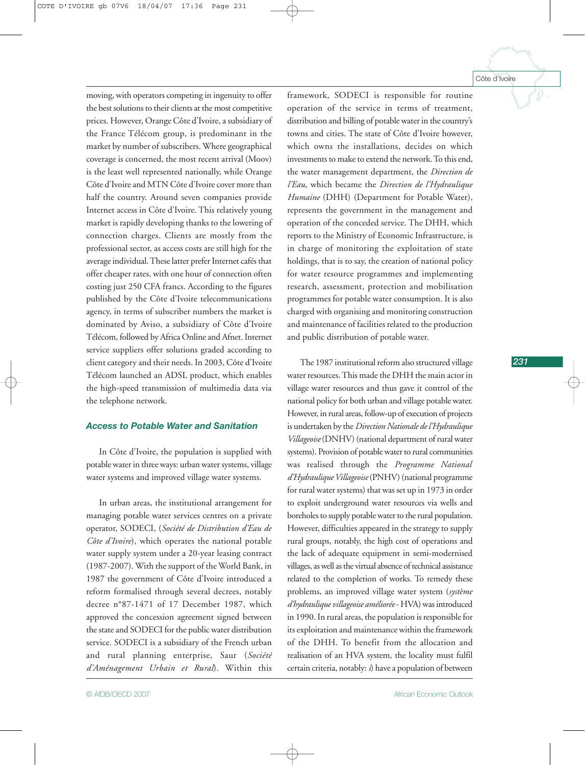moving, with operators competing in ingenuity to offer the best solutions to their clients at the most competitive prices. However, Orange Côte d'Ivoire, a subsidiary of the France Télécom group, is predominant in the market by number of subscribers. Where geographical coverage is concerned, the most recent arrival (Moov) is the least well represented nationally, while Orange Côte d'Ivoire and MTN Côte d'Ivoire cover more than half the country. Around seven companies provide Internet access in Côte d'Ivoire. This relatively young market is rapidly developing thanks to the lowering of connection charges. Clients are mostly from the professional sector, as access costs are still high for the average individual. These latter prefer Internet cafés that offer cheaper rates, with one hour of connection often costing just 250 CFA francs. According to the figures published by the Côte d'Ivoire telecommunications agency, in terms of subscriber numbers the market is dominated by Aviso, a subsidiary of Côte d'Ivoire Télécom, followed by Africa Online and Afnet. Internet service suppliers offer solutions graded according to client category and their needs. In 2003, Côte d'Ivoire Télécom launched an ADSL product, which enables the high-speed transmission of multimedia data via the telephone network.

### Access to Potable Water and Sanitation

In Côte d'Ivoire, the population is supplied with potable water in three ways: urban water systems, village water systems and improved village water systems.

In urban areas, the institutional arrangement for managing potable water services centres on a private operator, SODECI, (*Société de Distribution d'Eau de Côte d'Ivoire*), which operates the national potable water supply system under a 20-year leasing contract (1987-2007). With the support of the World Bank, in 1987 the government of Côte d'Ivoire introduced a reform formalised through several decrees, notably decree n°87-1471 of 17 December 1987, which approved the concession agreement signed between the state and SODECI for the public water distribution service. SODECI is a subsidiary of the French urban and rural planning enterprise, Saur (*Société d'Aménagement Urbain et Rural*). Within this framework, SODECI is responsible for routine operation of the service in terms of treatment, distribution and billing of potable water in the country's towns and cities. The state of Côte d'Ivoire however, which owns the installations, decides on which investments to make to extend the network. To this end, the water management department, the *Direction de l'Eau*, which became the *Direction de l'Hydraulique Humaine* (DHH) (Department for Potable Water), represents the government in the management and operation of the conceded service. The DHH, which reports to the Ministry of Economic Infrastructure, is in charge of monitoring the exploitation of state holdings, that is to say, the creation of national policy for water resource programmes and implementing research, assessment, protection and mobilisation programmes for potable water consumption. It is also charged with organising and monitoring construction and maintenance of facilities related to the production and public distribution of potable water.

The 1987 institutional reform also structured village water resources. This made the DHH the main actor in village water resources and thus gave it control of the national policy for both urban and village potable water. However, in rural areas, follow-up of execution of projects is undertaken by the *Direction Nationale de l'Hydraulique Villageoise* (DNHV) (national department of rural water systems). Provision of potable water to rural communities was realised through the *Programme National d'Hydraulique Villageoise* (PNHV) (national programme for rural water systems) that was set up in 1973 in order to exploit underground water resources via wells and boreholes to supply potable water to the rural population. However, difficulties appeared in the strategy to supply rural groups, notably, the high cost of operations and the lack of adequate equipment in semi-modernised villages, as well as the virtual absence of technical assistance related to the completion of works. To remedy these problems, an improved village water system (*système d'hydraulique villageoise améliorée* - HVA) was introduced in 1990. In rural areas, the population is responsible for its exploitation and maintenance within the framework of the DHH. To benefit from the allocation and realisation of an HVA system, the locality must fulfil certain criteria, notably: *i)* have a population of between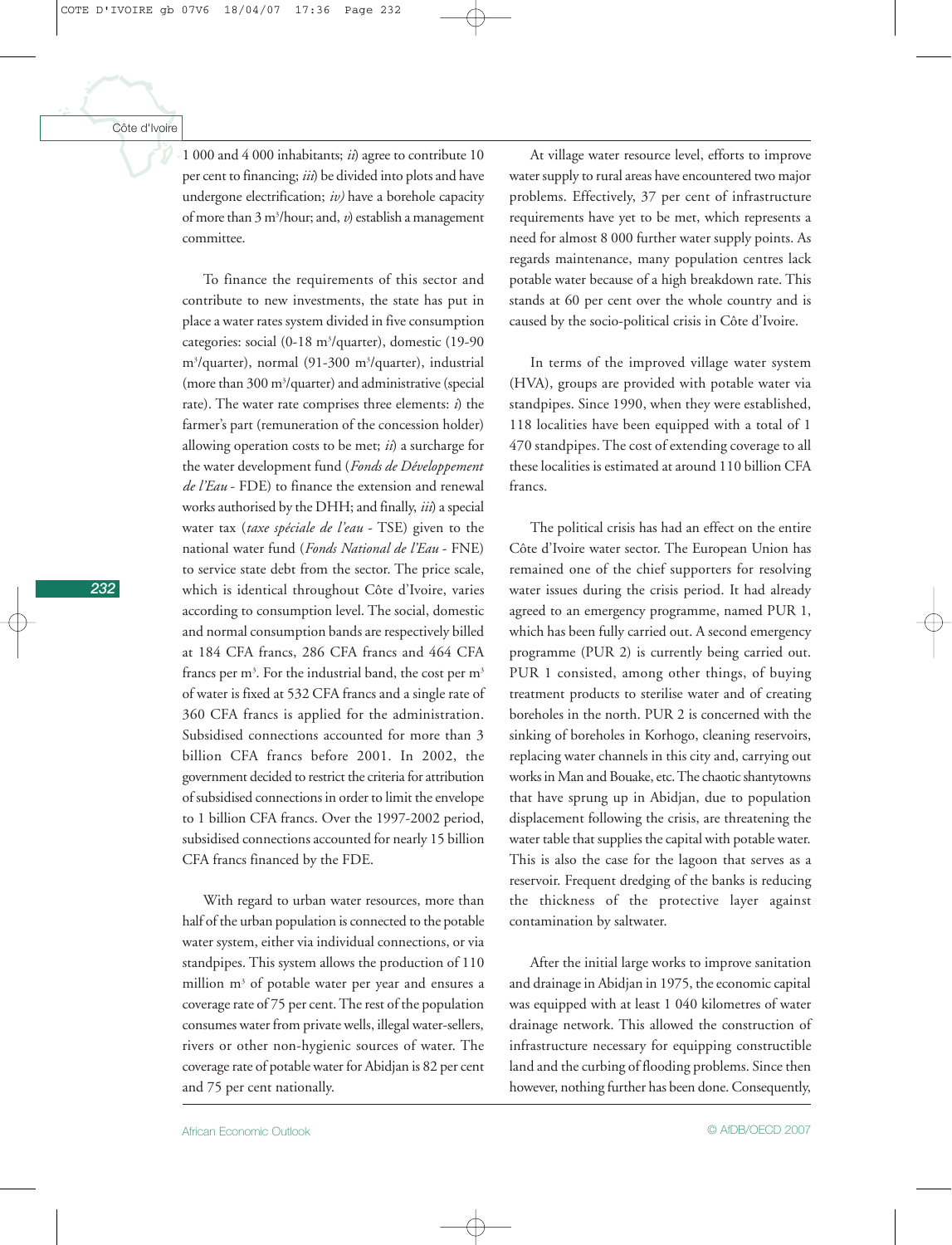1 000 and 4 000 inhabitants; *ii*) agree to contribute 10 per cent to financing; *iii*) be divided into plots and have undergone electrification; *iv)* have a borehole capacity of more than 3 $m^3$/hour; and, *v*) establish a management committee.

To finance the requirements of this sector and contribute to new investments, the state has put in place a water rates system divided in five consumption categories: social (0-18 $m^3$/quarter), domestic (19-90 $m^3$/quarter), normal (91-300 $m^3$/quarter), industrial (more than 300 $m^3$/quarter) and administrative (special rate). The water rate comprises three elements: *i*) the farmer's part (remuneration of the concession holder) allowing operation costs to be met; *ii*) a surcharge for the water development fund (*Fonds de Développement de l'Eau* - FDE) to finance the extension and renewal works authorised by the DHH; and finally, *iii*) a special water tax (*taxe spéciale de l'eau* - TSE) given to the national water fund (*Fonds National de l'Eau* - FNE) to service state debt from the sector. The price scale, which is identical throughout Côte d'Ivoire, varies according to consumption level. The social, domestic and normal consumption bands are respectively billed at 184 CFA francs, 286 CFA francs and 464 CFA francs per $m^3$. For the industrial band, the cost per $m^3$ of water is fixed at 532 CFA francs and a single rate of 360 CFA francs is applied for the administration. Subsidised connections accounted for more than 3 billion CFA francs before 2001. In 2002, the government decided to restrict the criteria for attribution of subsidised connections in order to limit the envelope to 1 billion CFA francs. Over the 1997-2002 period, subsidised connections accounted for nearly 15 billion CFA francs financed by the FDE.

With regard to urban water resources, more than half of the urban population is connected to the potable water system, either via individual connections, or via standpipes. This system allows the production of 110 million $m^3$ of potable water per year and ensures a coverage rate of 75 per cent. The rest of the population consumes water from private wells, illegal water-sellers, rivers or other non-hygienic sources of water. The coverage rate of potable water for Abidjan is 82 per cent and 75 per cent nationally.

At village water resource level, efforts to improve water supply to rural areas have encountered two major problems. Effectively, 37 per cent of infrastructure requirements have yet to be met, which represents a need for almost 8 000 further water supply points. As regards maintenance, many population centres lack potable water because of a high breakdown rate. This stands at 60 per cent over the whole country and is caused by the socio-political crisis in Côte d'Ivoire.

In terms of the improved village water system (HVA), groups are provided with potable water via standpipes. Since 1990, when they were established, 118 localities have been equipped with a total of 1 470 standpipes. The cost of extending coverage to all these localities is estimated at around 110 billion CFA francs.

The political crisis has had an effect on the entire Côte d'Ivoire water sector. The European Union has remained one of the chief supporters for resolving water issues during the crisis period. It had already agreed to an emergency programme, named PUR 1, which has been fully carried out. A second emergency programme (PUR 2) is currently being carried out. PUR 1 consisted, among other things, of buying treatment products to sterilise water and of creating boreholes in the north. PUR 2 is concerned with the sinking of boreholes in Korhogo, cleaning reservoirs, replacing water channels in this city and, carrying out works in Man and Bouake, etc. The chaotic shantytowns that have sprung up in Abidjan, due to population displacement following the crisis, are threatening the water table that supplies the capital with potable water. This is also the case for the lagoon that serves as a reservoir. Frequent dredging of the banks is reducing the thickness of the protective layer against contamination by saltwater.

After the initial large works to improve sanitation and drainage in Abidjan in 1975, the economic capital was equipped with at least 1 040 kilometres of water drainage network. This allowed the construction of infrastructure necessary for equipping constructible land and the curbing of flooding problems. Since then however, nothing further has been done. Consequently,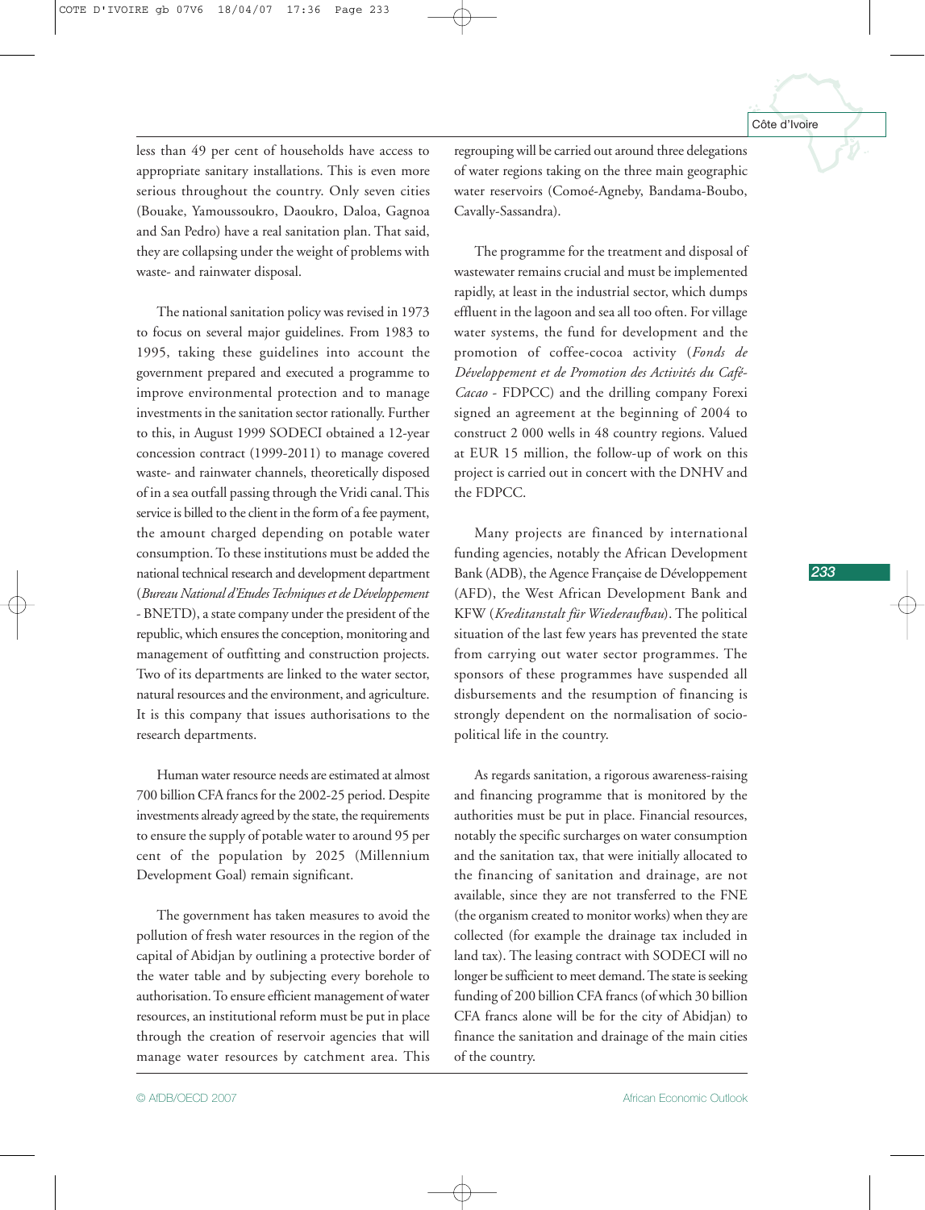less than 49 per cent of households have access to appropriate sanitary installations. This is even more serious throughout the country. Only seven cities (Bouake, Yamoussoukro, Daoukro, Daloa, Gagnoa and San Pedro) have a real sanitation plan. That said, they are collapsing under the weight of problems with waste- and rainwater disposal.

The national sanitation policy was revised in 1973 to focus on several major guidelines. From 1983 to 1995, taking these guidelines into account the government prepared and executed a programme to improve environmental protection and to manage investments in the sanitation sector rationally. Further to this, in August 1999 SODECI obtained a 12-year concession contract (1999-2011) to manage covered waste- and rainwater channels, theoretically disposed of in a sea outfall passing through the Vridi canal. This service is billed to the client in the form of a fee payment, the amount charged depending on potable water consumption. To these institutions must be added the national technical research and development department (*Bureau National d'Etudes Techniques et de Développement* - BNETD), a state company under the president of the republic, which ensures the conception, monitoring and management of outfitting and construction projects. Two of its departments are linked to the water sector, natural resources and the environment, and agriculture. It is this company that issues authorisations to the research departments.

Human water resource needs are estimated at almost 700 billion CFA francs for the 2002-25 period. Despite investments already agreed by the state, the requirements to ensure the supply of potable water to around 95 per cent of the population by 2025 (Millennium Development Goal) remain significant.

The government has taken measures to avoid the pollution of fresh water resources in the region of the capital of Abidjan by outlining a protective border of the water table and by subjecting every borehole to authorisation. To ensure efficient management of water resources, an institutional reform must be put in place through the creation of reservoir agencies that will manage water resources by catchment area. This regrouping will be carried out around three delegations of water regions taking on the three main geographic water reservoirs (Comoé-Agneby, Bandama-Boubo, Cavally-Sassandra).

The programme for the treatment and disposal of wastewater remains crucial and must be implemented rapidly, at least in the industrial sector, which dumps effluent in the lagoon and sea all too often. For village water systems, the fund for development and the promotion of coffee-cocoa activity (*Fonds de Développement et de Promotion des Activités du Café-Cacao* - FDPCC) and the drilling company Forexi signed an agreement at the beginning of 2004 to construct 2 000 wells in 48 country regions. Valued at EUR 15 million, the follow-up of work on this project is carried out in concert with the DNHV and the FDPCC.

Many projects are financed by international funding agencies, notably the African Development Bank (ADB), the Agence Française de Développement (AFD), the West African Development Bank and KFW (*Kreditanstalt für Wiederaufbau*). The political situation of the last few years has prevented the state from carrying out water sector programmes. The sponsors of these programmes have suspended all disbursements and the resumption of financing is strongly dependent on the normalisation of socio-political life in the country.

As regards sanitation, a rigorous awareness-raising and financing programme that is monitored by the authorities must be put in place. Financial resources, notably the specific surcharges on water consumption and the sanitation tax, that were initially allocated to the financing of sanitation and drainage, are not available, since they are not transferred to the FNE (the organism created to monitor works) when they are collected (for example the drainage tax included in land tax). The leasing contract with SODECI will no longer be sufficient to meet demand. The state is seeking funding of 200 billion CFA francs (of which 30 billion CFA francs alone will be for the city of Abidjan) to finance the sanitation and drainage of the main cities of the country.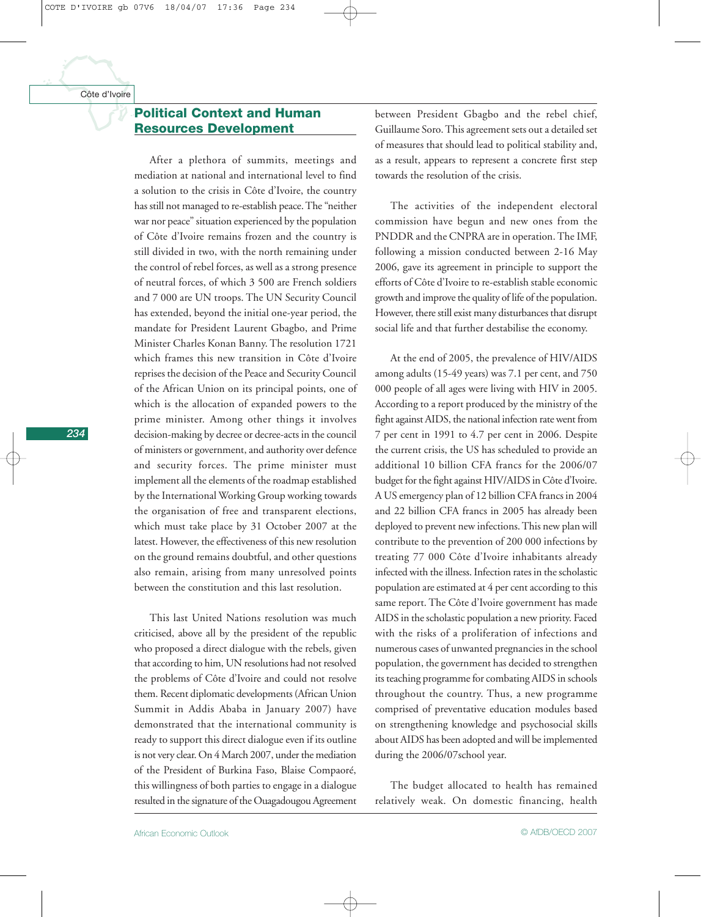## Political Context and Human Resources Development

After a plethora of summits, meetings and mediation at national and international level to find a solution to the crisis in Côte d'Ivoire, the country has still not managed to re-establish peace. The "neither war nor peace" situation experienced by the population of Côte d'Ivoire remains frozen and the country is still divided in two, with the north remaining under the control of rebel forces, as well as a strong presence of neutral forces, of which 3 500 are French soldiers and 7 000 are UN troops. The UN Security Council has extended, beyond the initial one-year period, the mandate for President Laurent Gbagbo, and Prime Minister Charles Konan Banny. The resolution 1721 which frames this new transition in Côte d'Ivoire reprises the decision of the Peace and Security Council of the African Union on its principal points, one of which is the allocation of expanded powers to the prime minister. Among other things it involves decision-making by decree or decree-acts in the council of ministers or government, and authority over defence and security forces. The prime minister must implement all the elements of the roadmap established by the International Working Group working towards the organisation of free and transparent elections, which must take place by 31 October 2007 at the latest. However, the effectiveness of this new resolution on the ground remains doubtful, and other questions also remain, arising from many unresolved points between the constitution and this last resolution.

This last United Nations resolution was much criticised, above all by the president of the republic who proposed a direct dialogue with the rebels, given that according to him, UN resolutions had not resolved the problems of Côte d'Ivoire and could not resolve them. Recent diplomatic developments (African Union Summit in Addis Ababa in January 2007) have demonstrated that the international community is ready to support this direct dialogue even if its outline is not very clear. On 4 March 2007, under the mediation of the President of Burkina Faso, Blaise Compaoré, this willingness of both parties to engage in a dialogue resulted in the signature of the Ouagadougou Agreement between President Gbagbo and the rebel chief, Guillaume Soro. This agreement sets out a detailed set of measures that should lead to political stability and, as a result, appears to represent a concrete first step towards the resolution of the crisis.

The activities of the independent electoral commission have begun and new ones from the PNDDR and the CNPRA are in operation. The IMF, following a mission conducted between 2-16 May 2006, gave its agreement in principle to support the efforts of Côte d'Ivoire to re-establish stable economic growth and improve the quality of life of the population. However, there still exist many disturbances that disrupt social life and that further destabilise the economy.

At the end of 2005, the prevalence of HIV/AIDS among adults (15-49 years) was 7.1 per cent, and 750 000 people of all ages were living with HIV in 2005. According to a report produced by the ministry of the fight against AIDS, the national infection rate went from 7 per cent in 1991 to 4.7 per cent in 2006. Despite the current crisis, the US has scheduled to provide an additional 10 billion CFA francs for the 2006/07 budget for the fight against HIV/AIDS in Côte d'Ivoire. A US emergency plan of 12 billion CFA francs in 2004 and 22 billion CFA francs in 2005 has already been deployed to prevent new infections. This new plan will contribute to the prevention of 200 000 infections by treating 77 000 Côte d'Ivoire inhabitants already infected with the illness. Infection rates in the scholastic population are estimated at 4 per cent according to this same report. The Côte d'Ivoire government has made AIDS in the scholastic population a new priority. Faced with the risks of a proliferation of infections and numerous cases of unwanted pregnancies in the school population, the government has decided to strengthen its teaching programme for combating AIDS in schools throughout the country. Thus, a new programme comprised of preventative education modules based on strengthening knowledge and psychosocial skills about AIDS has been adopted and will be implemented during the 2006/07school year.

The budget allocated to health has remained relatively weak. On domestic financing, health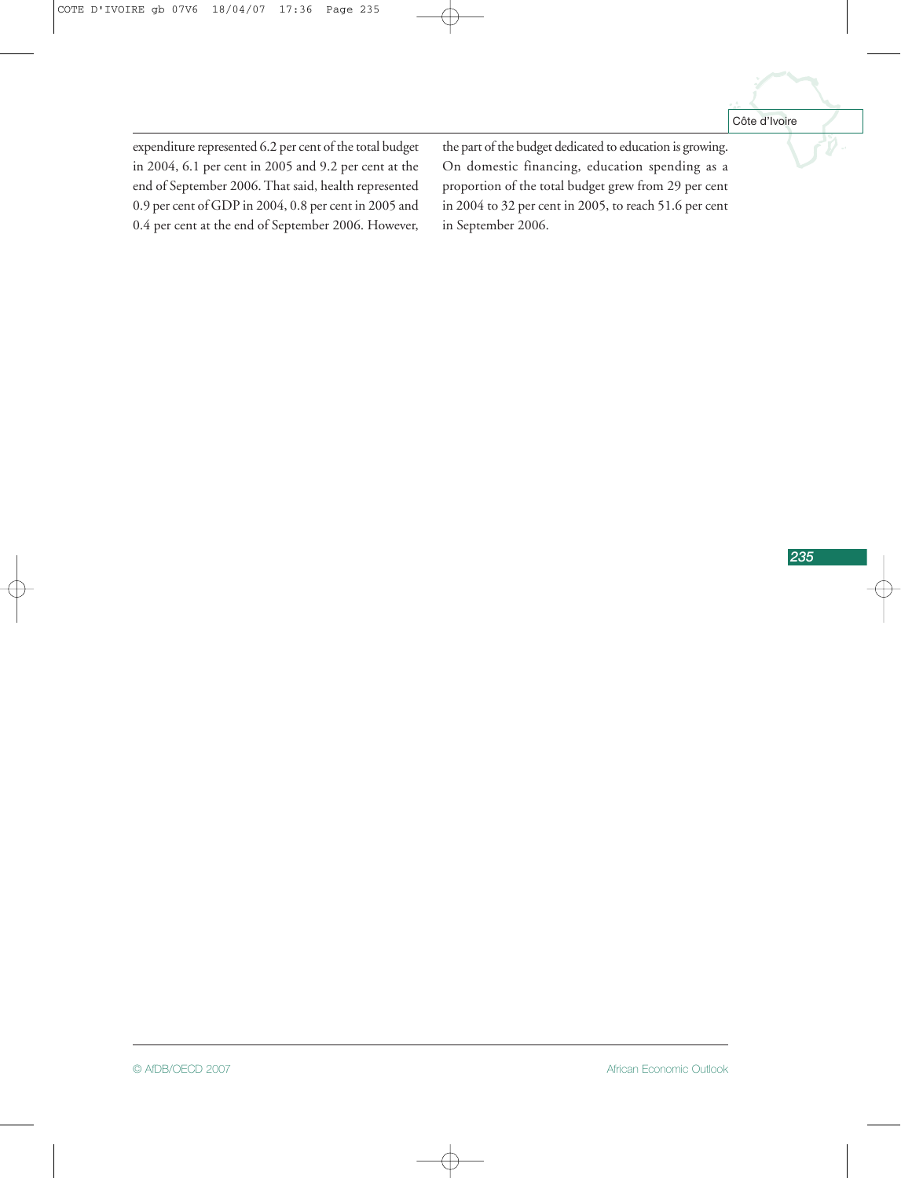expenditure represented 6.2 per cent of the total budget in 2004, 6.1 per cent in 2005 and 9.2 per cent at the end of September 2006. That said, health represented 0.9 per cent of GDP in 2004, 0.8 per cent in 2005 and 0.4 per cent at the end of September 2006. However, the part of the budget dedicated to education is growing. On domestic financing, education spending as a proportion of the total budget grew from 29 per cent in 2004 to 32 per cent in 2005, to reach 51.6 per cent in September 2006.